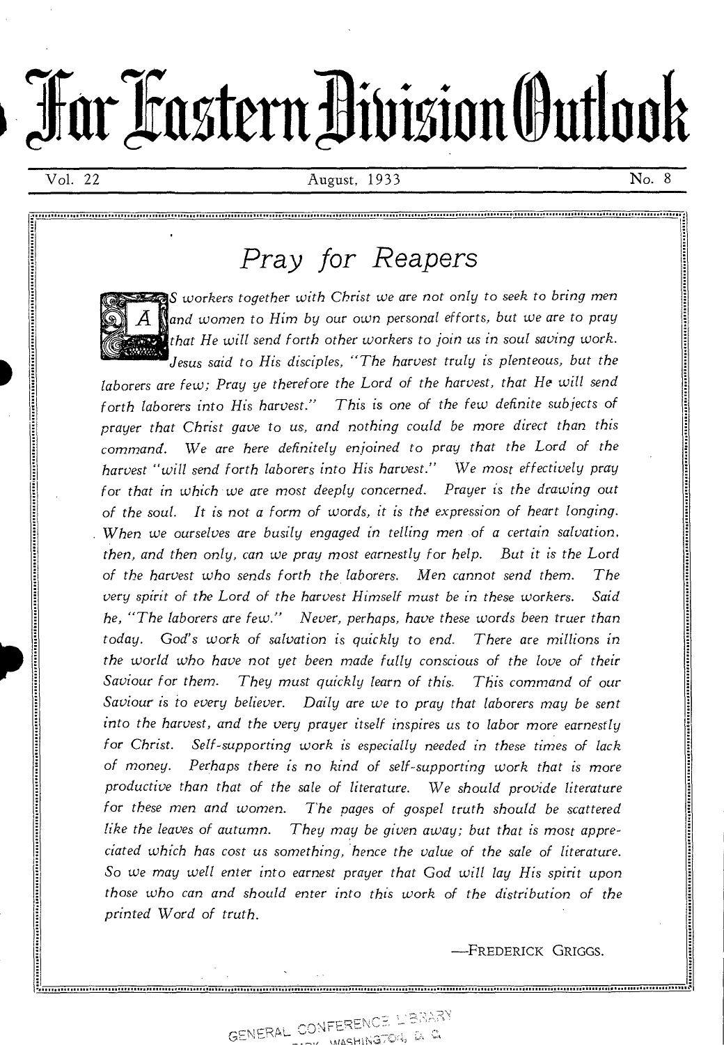# Far Eastern Division Outlook

Vol. 22 — August, 1933 — No. 8

## *Pray for Reapers*

*AS workers together with Christ we are not only to seek to bring men and women to Him by our own personal efforts, but we are to pray that He will send forth other workers to join us in soul saving work. Jesus said to His disciples, "The harvest truly is plenteous, but the laborers are few; Pray ye therefore the Lord of the harvest, that He will send forth laborers into His harvest." This is one of the few definite subjects of prayer that Christ gave to us, and nothing could be more direct than this command. We are here definitely enjoined to pray that the Lord of the harvest "will send forth laborers into His harvest." We most effectively pray for that in which we are most deeply concerned. Prayer is the drawing out of the soul. It is not a form of words, it is the expression of heart longing. When we ourselves are busily engaged in telling men of a certain salvation, then, and then only, can we pray most earnestly for help. But it is the Lord of the harvest who sends forth the laborers. Men cannot send them. The very spirit of the Lord of the harvest Himself must be in these workers. Said he, "The laborers are few." Never, perhaps, have these words been truer than today. God's work of salvation is quickly to end. There are millions in the world who have not yet been made fully conscious of the love of their Saviour for them. They must quickly learn of this. This command of our Saviour is to every believer. Daily are we to pray that laborers may be sent into the harvest, and the very prayer itself inspires us to labor more earnestly for Christ. Self-supporting work is especially needed in these times of lack of money. Perhaps there is no kind of self-supporting work that is more productive than that of the sale of literature. We should provide literature for these men and women. The pages of gospel truth should be scattered like the leaves of autumn. They may be given away; but that is most appreciated which has cost us something, hence the value of the sale of literature. So we may well enter into earnest prayer that God will lay His spirit upon those who can and should enter into this work of the distribution of the printed Word of truth.*

—FREDERICK GRIGGS.

GENERAL CONFERENCE LIBRARY WASHINGTON, D. C.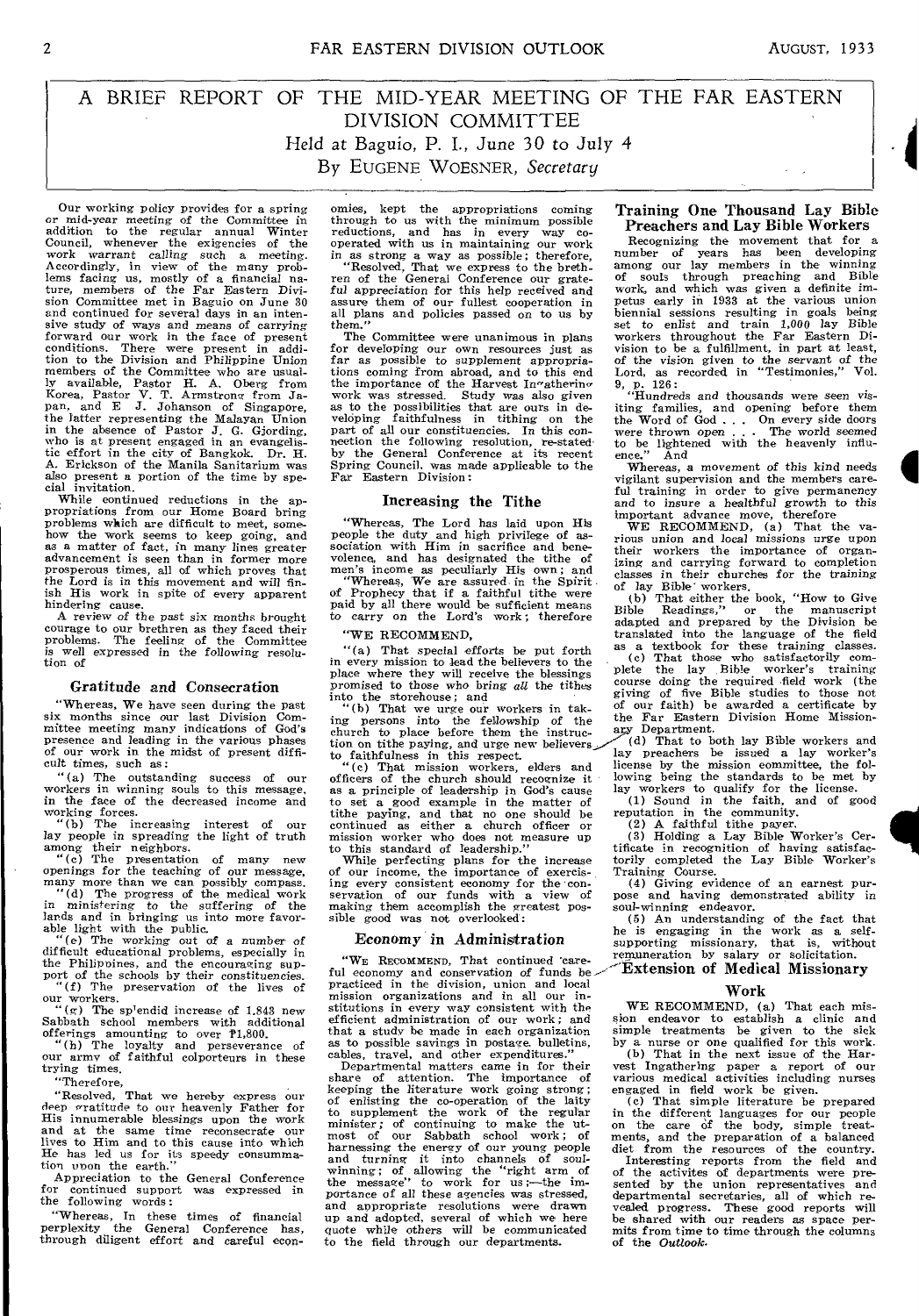# A BRIEF REPORT OF THE MID-YEAR MEETING OF THE FAR EASTERN DIVISION COMMITTEE

Held at Baguio, P. I., June 30 to July 4

By EUGENE WOESNER, *Secretary*

Our working policy provides for a spring or mid-year meeting of the Committee in addition to the regular annual Winter Council, whenever the exigencies of the work warrant calling such a meeting. Accordingly, in view of the many problems facing us, mostly of a financial nature, members of the Far Eastern Division Committee met in Baguio on June 30 and continued for several days in an intensive study of ways and means of carrying forward our work in the face of present conditions. There were present in addition to the Division and Philippine Union members of the Committee who are usually available, Pastor H. A. Oberg from Korea, Pastor V. T. Armstrong from Japan, and E. J. Johanson of Singapore, the latter representing the Malayan Union in the absence of Pastor J. G. Gjording, who is at present engaged in an evangelistic effort in the city of Bangkok. Dr. H. A. Erickson of the Manila Sanitarium was also present a portion of the time by special invitation.

While continued reductions in the appropriations from our Home Board bring problems which are difficult to meet, somehow the work seems to keep going, and as a matter of fact, in many lines greater advancement is seen than in former more prosperous times, all of which proves that the Lord is in this movement and will finish His work in spite of every apparent hindering cause.

A review of the past six months brought courage to our brethren as they faced their problems. The feeling of the Committee is well expressed in the following resolution of

## Gratitude and Consecration

"Whereas, We have seen during the past six months since our last Division Committee meeting many indications of God's presence and leading in the various phases of our work in the midst of present difficult times, such as:

"(a) The outstanding success of our workers in winning souls to this message, in the face of the decreased income and working forces.

"(b) The increasing interest of our lay people in spreading the light of truth among their neighbors.

"(c) The presentation of many new openings for the teaching of our message, many more than we can possibly compass.

"(d) The progress of the medical work in ministering to the suffering of the lands and in bringing us into more favorable light with the public.

"(e) The working out of a number of difficult educational problems, especially in the Philippines, and the encouraging support of the schools by their constituencies.

"(f) The preservation of the lives of our workers.

"(g) The splendid increase of 1,843 new Sabbath school members with additional offerings amounting to over ₱1,800.

"(h) The loyalty and perseverance of our army of faithful colporteurs in these trying times.

"Therefore,

"Resolved, That we hereby express our deep gratitude to our heavenly Father for His innumerable blessings upon the work and at the same time reconsecrate our lives to Him and to this cause into which He has led us for its speedy consummation upon the earth."

Appreciation to the General Conference for continued support was expressed in the following words:

"Whereas, In these times of financial perplexity the General Conference has, through diligent effort and careful economies, kept the appropriations coming through to us with the minimum possible reductions, and has in every way cooperated with us in maintaining our work in as strong a way as possible; therefore,

"Resolved, That we express to the brethren of the General Conference our grateful appreciation for this help received and assure them of our fullest cooperation in all plans and policies passed on to us by them."

The Committee were unanimous in plans for developing our own resources just as far as possible to supplement appropriations coming from abroad, and to this end the importance of the Harvest Ingathering work was stressed. Study was also given as to the possibilities that are ours in developing faithfulness in tithing on the part of all our constituencies. In this connection the following resolution, re-stated by the General Conference at its recent Spring Council, was made applicable to the Far Eastern Division:

## Increasing the Tithe

"Whereas, The Lord has laid upon His people the duty and high privilege of association with Him in sacrifice and benevolence, and has designated the tithe of men's income as peculiarly His own; and

"Whereas, We are assured in the Spirit of Prophecy that if a faithful tithe were paid by all there would be sufficient means to carry on the Lord's work; therefore

"WE RECOMMEND,

"(a) That special efforts be put forth in every mission to lead the believers to the place where they will receive the blessings promised to those who bring *all* the tithes into the storehouse; and

"(b) That we urge our workers in taking persons into the fellowship of the church to place before them the instruction on tithe paying, and urge new believers to faithfulness in this respect.

"(c) That mission workers, elders and officers of the church should recognize it as a principle of leadership in God's cause to set a good example in the matter of tithe paying, and that no one should be continued as either a church officer or mission worker who does not measure up to this standard of leadership."

While perfecting plans for the increase of our income, the importance of exercising every consistent economy for the conservation of our funds with a view of making them accomplish the greatest possible good was not overlooked:

## Economy in Administration

"WE RECOMMEND, That continued careful economy and conservation of funds be practiced in the division, union and local mission organizations and in all our institutions in every way consistent with the efficient administration of our work; and that a study be made in each organization as to possible savings in postage, bulletins, cables, travel, and other expenditures."

Departmental matters came in for their share of attention. The importance of keeping the literature work going strong; of enlisting the co-operation of the laity to supplement the work of the regular minister; of continuing to make the utmost of our Sabbath school work; of harnessing the energy of our young people and turning it into channels of soul-winning; of allowing the "right arm of the message" to work for us;—the importance of all these agencies was stressed, and appropriate resolutions were drawn up and adopted, several of which we here quote while others will be communicated to the field through our departments.

## Training One Thousand Lay Bible Preachers and Lay Bible Workers

Recognizing the movement that for a number of years has been developing among our lay members in the winning of souls through preaching and Bible work, and which was given a definite impetus early in 1933 at the various union biennial sessions resulting in goals being set to enlist and train 1,000 lay Bible workers throughout the Far Eastern Division to be a fulfillment, in part at least, of the vision given to the servant of the Lord, as recorded in "Testimonies," Vol. 9, p. 126:

"Hundreds and thousands were seen visiting families, and opening before them the Word of God . . . On every side doors were thrown open . . . The world seemed to be lightened with the heavenly influence." And

Whereas, a movement of this kind needs vigilant supervision and the members careful training in order to give permanency and to insure a healthful growth to this important advance move, therefore

WE RECOMMEND, (a) That the various union and local missions urge upon their workers the importance of organizing and carrying forward to completion classes in their churches for the training of lay Bible workers.

(b) That either the book, "How to Give Bible Readings," or the manuscript adapted and prepared by the Division be translated into the language of the field as a textbook for these training classes.

(c) That those who satisfactorily complete the lay Bible worker's training course doing the required field work (the giving of five Bible studies to those not of our faith) be awarded a certificate by the Far Eastern Division Home Missionary Department.

(d) That to both lay Bible workers and lay preachers be issued a lay worker's license by the mission committee, the following being the standards to be met by lay workers to qualify for the license.

(1) Sound in the faith, and of good reputation in the community.

(2) A faithful tithe payer.

(3) Holding a Lay Bible Worker's Certificate in recognition of having satisfactorily completed the Lay Bible Worker's Training Course.

(4) Giving evidence of an earnest purpose and having demonstrated ability in soul-winning endeavor.

(5) An understanding of the fact that he is engaging in the work as a self-supporting missionary, that is, without remuneration by salary or solicitation.

## Extension of Medical Missionary Work

WE RECOMMEND, (a) That each mission endeavor to establish a clinic and simple treatments be given to the sick by a nurse or one qualified for this work.

(b) That in the next issue of the Harvest Ingathering paper a report of our various medical activities including nurses engaged in field work be given.

(c) That simple literature be prepared in the different languages for our people on the care of the body, simple treatments, and the preparation of a balanced diet from the resources of the country.

Interesting reports from the field and of the activites of departments were presented by the union representatives and departmental secretaries, all of which revealed progress. These good reports will be shared with our readers as space permits from time to time through the columns of the *Outlook*.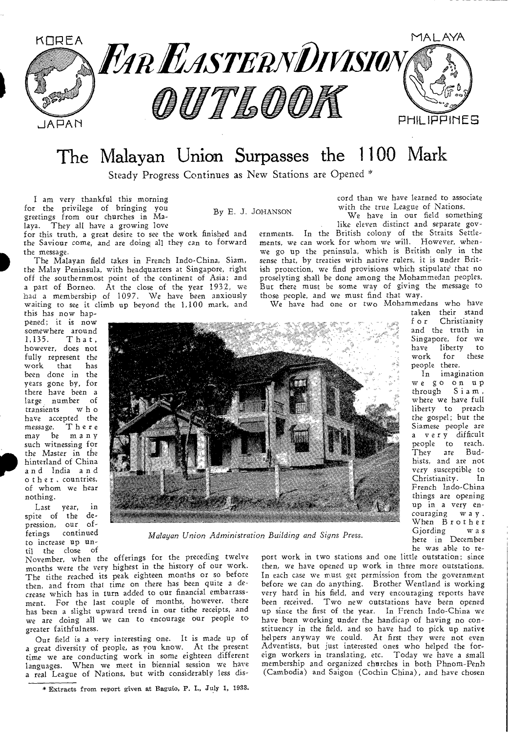# Far Eastern Division Outlook

KOREA — JAPAN — MALAYA — PHILIPPINES

## The Malayan Union Surpasses the 1100 Mark

Steady Progress Continues as New Stations are Opened *

By E. J. JOHANSON

I am very thankful this morning for the privilege of bringing you greetings from our churches in Malaya. They all have a growing love for this truth, a great desire to see the work finished and the Saviour come, and are doing all they can to forward the message.

The Malayan field takes in French Indo-China, Siam, the Malay Peninsula, with headquarters at Singapore, right off the southernmost point of the continent of Asia; and a part of Borneo. At the close of the year 1932, we had a membership of 1097. We have been anxiously waiting to see it climb up beyond the 1,100 mark, and this has now happened; it is now somewhere around 1,135. That, however, does not fully represent the work that has been done in the years gone by, for there have been a large number of transients who have accepted the message. There may be many such witnessing for the Master in the hinterland of China and India and other countries, of whom we hear nothing.

Last year, in spite of the depression, our offerings continued to increase up until the close of November, when the offerings for the preceding twelve months were the very highest in the history of our work. The tithe reached its peak eighteen months or so before then, and from that time on there has been quite a decrease which has in turn added to our financial embarrassment. For the last couple of months, however, there has been a slight upward trend in our tithe receipts, and we are doing all we can to encourage our people to greater faithfulness.

Our field is a very interesting one. It is made up of a great diversity of people, as you know. At the present time we are conducting work in some eighteen different languages. When we meet in biennial session we have a real League of Nations, but with considerably less discord than we have learned to associate with the true League of Nations.

We have in our field something like eleven distinct and separate governments. In the British colony of the Straits Settlements, we can work for whom we will. However, when we go up the peninsula, which is British only in the sense that, by treaties with native rulers, it is under British protection, we find provisions which stipulate that no proselyting shall be done among the Mohammedan peoples. But there must be some way of giving the message to those people, and we must find that way.

We have had one or two Mohammedans who have taken their stand for Christianity and the truth in Singapore, for we have liberty to work for these people there.

*Malayan Union Administration Building and Signs Press.*

In imagination we go on up through Siam, where we have full liberty to preach the gospel; but the Siamese people are a very difficult people to reach. They are Buddhists, and are not very susceptible to Christianity. In French Indo-China things are opening up in a very encouraging way. When Brother Gjording was here in December he was able to report work in two stations and one little outstation; since then, we have opened up work in three more outstations. In each case we must get permission from the government before we can do anything. Brother Wentland is working very hard in his field, and very encouraging reports have been received. Two new outstations have been opened up since the first of the year. In French Indo-China we have been working under the handicap of having no constituency in the field, and so have had to pick up native helpers anyway we could. At first they were not even Adventists, but just interested ones who helped the foreign workers in translating, etc. Today we have a small membership and organized churches in both Phnom-Penh (Cambodia) and Saigon (Cochin China), and have chosen

\* Extracts from report given at Baguio, P. I., July 1, 1933.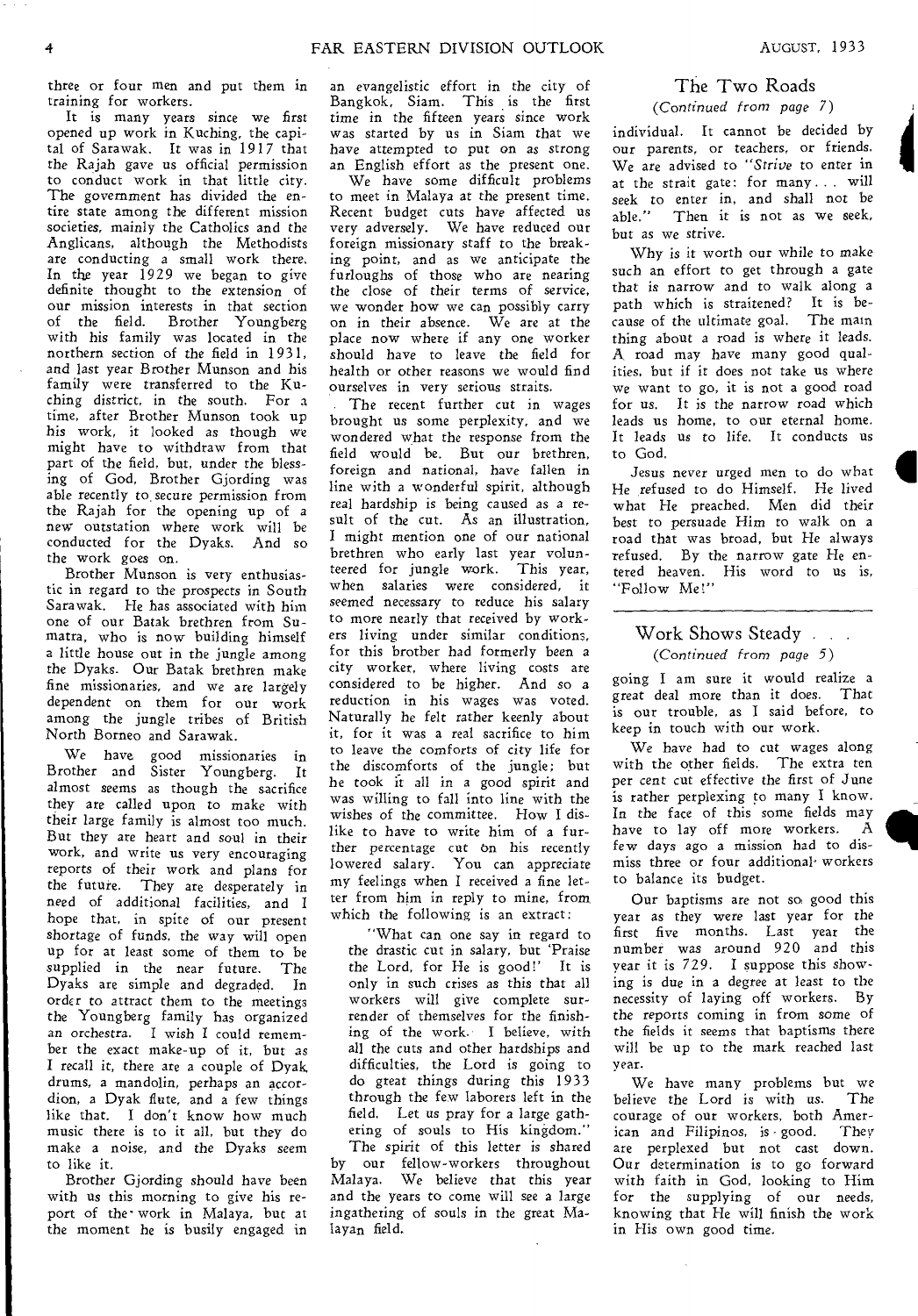three or four men and put them in training for workers.

It is many years since we first opened up work in Kuching, the capital of Sarawak. It was in 1917 that the Rajah gave us official permission to conduct work in that little city. The government has divided the entire state among the different mission societies, mainly the Catholics and the Anglicans, although the Methodists are conducting a small work there. In the year 1929 we began to give definite thought to the extension of our mission interests in that section of the field. Brother Youngberg with his family was located in the northern section of the field in 1931, and last year Brother Munson and his family were transferred to the Kuching district, in the south. For a time, after Brother Munson took up his work, it looked as though we might have to withdraw from that part of the field, but, under the blessing of God, Brother Gjording was able recently to secure permission from the Rajah for the opening up of a new outstation where work will be conducted for the Dyaks. And so the work goes on.

Brother Munson is very enthusiastic in regard to the prospects in South Sarawak. He has associated with him one of our Batak brethren from Sumatra, who is now building himself a little house out in the jungle among the Dyaks. Our Batak brethren make fine missionaries, and we are largely dependent on them for our work among the jungle tribes of British North Borneo and Sarawak.

We have good missionaries in Brother and Sister Youngberg. It almost seems as though the sacrifice they are called upon to make with their large family is almost too much. But they are heart and soul in their work, and write us very encouraging reports of their work and plans for the future. They are desperately in need of additional facilities, and I hope that, in spite of our present shortage of funds, the way will open up for at least some of them to be supplied in the near future. The Dyaks are simple and degraded. In order to attract them to the meetings the Youngberg family has organized an orchestra. I wish I could remember the exact make-up of it, but as I recall it, there are a couple of Dyak drums, a mandolin, perhaps an accordion, a Dyak flute, and a few things like that. I don't know how much music there is to it all, but they do make a noise, and the Dyaks seem to like it.

Brother Gjording should have been with us this morning to give his report of the work in Malaya, but at the moment he is busily engaged in an evangelistic effort in the city of Bangkok, Siam. This is the first time in the fifteen years since work was started by us in Siam that we have attempted to put on as strong an English effort as the present one.

We have some difficult problems to meet in Malaya at the present time. Recent budget cuts have affected us very adversely. We have reduced our foreign missionary staff to the breaking point, and as we anticipate the furloughs of those who are nearing the close of their terms of service, we wonder how we can possibly carry on in their absence. We are at the place now where if any one worker should have to leave the field for health or other reasons we would find ourselves in very serious straits.

The recent further cut in wages brought us some perplexity, and we wondered what the response from the field would be. But our brethren, foreign and national, have fallen in line with a wonderful spirit, although real hardship is being caused as a result of the cut. As an illustration, I might mention one of our national brethren who early last year volunteered for jungle work. This year, when salaries were considered, it seemed necessary to reduce his salary to more nearly that received by workers living under similar conditions, for this brother had formerly been a city worker, where living costs are considered to be higher. And so a reduction in his wages was voted. Naturally he felt rather keenly about it, for it was a real sacrifice to him to leave the comforts of city life for the discomforts of the jungle; but he took it all in a good spirit and was willing to fall into line with the wishes of the committee. How I dislike to have to write him of a further percentage cut on his recently lowered salary. You can appreciate my feelings when I received a fine letter from him in reply to mine, from which the following is an extract:

> "What can one say in regard to the drastic cut in salary, but 'Praise the Lord, for He is good!' It is only in such crises as this that all workers will give complete surrender of themselves for the finishing of the work. I believe, with all the cuts and other hardships and difficulties, the Lord is going to do great things during this 1933 through the few laborers left in the field. Let us pray for a large gathering of souls to His kingdom."

The spirit of this letter is shared by our fellow-workers throughout Malaya. We believe that this year and the years to come will see a large ingathering of souls in the great Malayan field.

## The Two Roads

*(Continued from page 7)*

individual. It cannot be decided by our parents, or teachers, or friends. We are advised to *"Strive* to enter in at the strait gate: for many . . . will seek to enter in, and shall not be able." Then it is not as we seek, but as we strive.

Why is it worth our while to make such an effort to get through a gate that is narrow and to walk along a path which is straitened? It is because of the ultimate goal. The main thing about a road is where it leads. A road may have many good qualities, but if it does not take us where we want to go, it is not a good road for us. It is the narrow road which leads us home, to our eternal home. It leads us to life. It conducts us to God.

Jesus never urged men to do what He refused to do Himself. He lived what He preached. Men did their best to persuade Him to walk on a road that was broad, but He always refused. By the narrow gate He entered heaven. His word to us is, "Follow Me!"

## Work Shows Steady . . .

*(Continued from page 5)*

going I am sure it would realize a great deal more than it does. That is our trouble, as I said before, to keep in touch with our work.

We have had to cut wages along with the other fields. The extra ten per cent cut effective the first of June is rather perplexing to many I know. In the face of this some fields may have to lay off more workers. A few days ago a mission had to dismiss three or four additional workers to balance its budget.

Our baptisms are not so good this year as they were last year for the first five months. Last year the number was around 920 and this year it is 729. I suppose this showing is due in a degree at least to the necessity of laying off workers. By the reports coming in from some of the fields it seems that baptisms there will be up to the mark reached last year.

We have many problems but we believe the Lord is with us. The courage of our workers, both American and Filipinos, is good. They are perplexed but not cast down. Our determination is to go forward with faith in God, looking to Him for the supplying of our needs, knowing that He will finish the work in His own good time.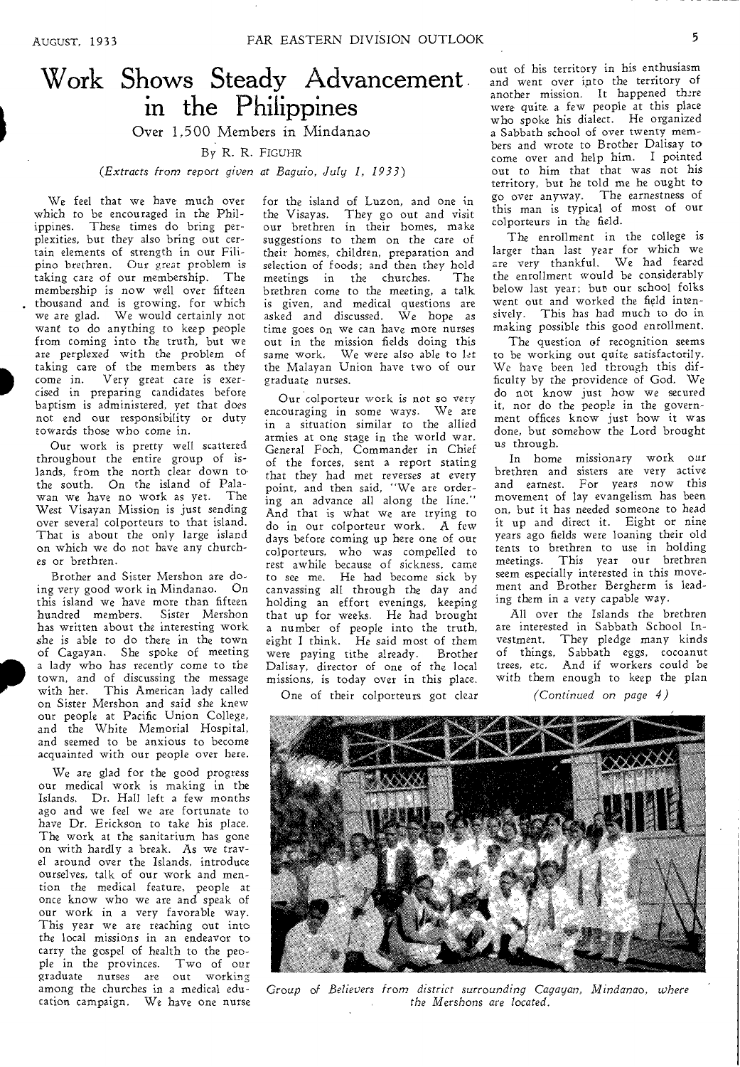# Work Shows Steady Advancement in the Philippines

## Over 1,500 Members in Mindanao

By R. R. FIGUHR

*(Extracts from report given at Baguio, July 1, 1933)*

We feel that we have much over which to be encouraged in the Philippines. These times do bring perplexities, but they also bring out certain elements of strength in our Filipino brethren. Our great problem is taking care of our membership. The membership is now well over fifteen thousand and is growing, for which we are glad. We would certainly not want to do anything to keep people from coming into the truth, but we are perplexed with the problem of taking care of the members as they come in. Very great care is exercised in preparing candidates before baptism is administered, yet that does not end our responsibility or duty towards those who come in.

Our work is pretty well scattered throughout the entire group of islands, from the north clear down to the south. On the island of Palawan we have no work as yet. The West Visayan Mission is just sending over several colporteurs to that island. That is about the only large island on which we do not have any churches or brethren.

Brother and Sister Mershon are doing very good work in Mindanao. On this island we have more than fifteen hundred members. Sister Mershon has written about the interesting work she is able to do there in the town of Cagayan. She spoke of meeting a lady who has recently come to the town, and of discussing the message with her. This American lady called on Sister Mershon and said she knew our people at Pacific Union College, and the White Memorial Hospital, and seemed to be anxious to become acquainted with our people over here.

We are glad for the good progress our medical work is making in the Islands. Dr. Hall left a few months ago and we feel we are fortunate to have Dr. Erickson to take his place. The work at the sanitarium has gone on with hardly a break. As we travel around over the Islands, introduce ourselves, talk of our work and mention the medical feature, people at once know who we are and speak of our work in a very favorable way. This year we are reaching out into the local missions in an endeavor to carry the gospel of health to the people in the provinces. Two of our graduate nurses are out working among the churches in a medical education campaign. We have one nurse for the island of Luzon, and one in the Visayas. They go out and visit our brethren in their homes, make suggestions to them on the care of their homes, children, preparation and selection of foods; and then they hold meetings in the churches. The brethren come to the meeting, a talk is given, and medical questions are asked and discussed. We hope as time goes on we can have more nurses out in the mission fields doing this same work. We were also able to let the Malayan Union have two of our graduate nurses.

Our colporteur work is not so very encouraging in some ways. We are in a situation similar to the allied armies at one stage in the world war. General Foch, Commander in Chief of the forces, sent a report stating that they had met reverses at every point, and then said, "We are ordering an advance all along the line." And that is what we are trying to do in our colporteur work. A few days before coming up here one of our colporteurs, who was compelled to rest awhile because of sickness, came to see me. He had become sick by canvassing all through the day and holding an effort evenings, keeping that up for weeks. He had brought a number of people into the truth, eight I think. He said most of them were paying tithe already. Brother Dalisay, director of one of the local missions, is today over in this place.

One of their colporteurs got clear out of his territory in his enthusiasm and went over into the territory of another mission. It happened there were quite a few people at this place who spoke his dialect. He organized a Sabbath school of over twenty members and wrote to Brother Dalisay to come over and help him. I pointed out to him that that was not his territory, but he told me he ought to go over anyway. The earnestness of this man is typical of most of our colporteurs in the field.

The enrollment in the college is larger than last year for which we are very thankful. We had feared the enrollment would be considerably below last year; but our school folks went out and worked the field intensively. This has had much to do in making possible this good enrollment.

The question of recognition seems to be working out quite satisfactorily. We have been led through this difficulty by the providence of God. We do not know just how we secured it, nor do the people in the government offices know just how it was done, but somehow the Lord brought us through.

In home missionary work our brethren and sisters are very active and earnest. For years now this movement of lay evangelism has been on, but it has needed someone to head it up and direct it. Eight or nine years ago fields were loaning their old tents to brethren to use in holding meetings. This year our brethren seem especially interested in this movement and Brother Bergherm is leading them in a very capable way.

All over the Islands the brethren are interested in Sabbath School Investment. They pledge many kinds of things, Sabbath eggs, cocoanut trees, etc. And if workers could be with them enough to keep the plan

*(Continued on page 4)*

*Group of Believers from district surrounding Cagayan, Mindanao, where the Mershons are located.*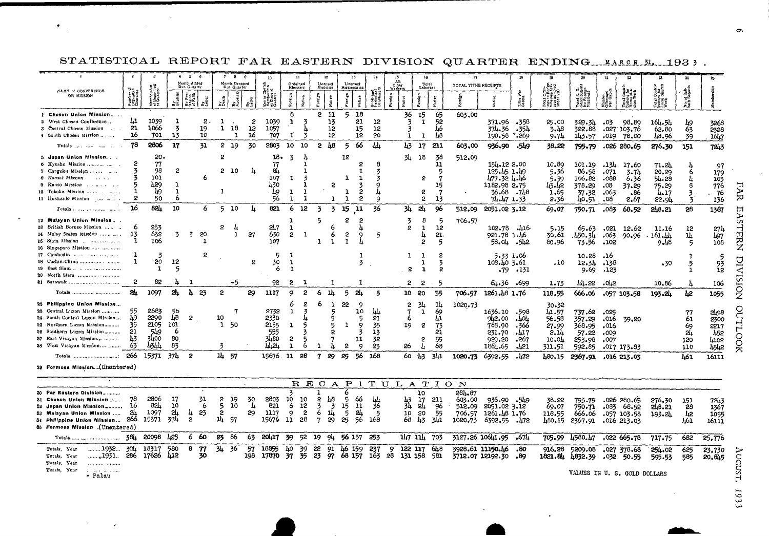# STATISTICAL REPORT FAR EASTERN DIVISION QUARTER ENDING MARCH 31, 1933.

| 1 NAME of CONFERENCE OR MISSION | 2 Number of Organized Churches | 3 Membership at Beginning of Quarter | 4 Memb. Added Dur. Quarter: By Baptism | 5 By Profession of Faith | 6 By Letter | 7 Memb. Dropped Dur. Quarter: By Death | 8 By Apostasy | 9 By Letter | 10 Entire Church Membership at Close of Quarter | 11 Ordained Ministers: Foreign | Native | 12 Licensed Ministers: Foreign | Native | 13 Licensed Missionaries: Foreign | Native | 14 Book and Periodical Canvassers | 15 All Other Workers: Foreign | Native | 16 Total Laborers: Foreign | Native | 17 Total Tithe Receipts: Foreign | Native | 18 Tithe Per Capita | 19 Total Offerings to Foreign Missions (excluding S.S. counted under 20) | 20 Total S.S. Contributions (to Foreign Missions) | 21 Mission Offerings Per Capita | 22 Total Contributions for Home Mission Work | 23 Total Contributions for Local Church Work | 24 No. of Sab. Schools | 25 Membership |
|---|---|---|---|---|---|---|---|---|---|---|---|---|---|---|---|---|---|---|---|---|---|---|---|---|---|---|---|---|---|---|
| 1 Chosen Union Mission | | | | | | | | | | 8 | | 2 | 11 | 5 | 18 | | | 36 | 15 | 65 | 603.00 | | | | | | | | | |
| 2 West Chosen Conference | 41 | 1039 | 1 | | 2. | 1 | | 2 | 1039 | 1 | 3 | | 13 | | 21 | 12 | | 3 | 1 | 52 | | 371.96 | .358 | 25.00 | 329.34 | .03 | 98.89 | 164.54 | 49 | 3268 |
| 3 Central Chosen Mission | 21 | 1066 | 3 | | 19 | 1 | 18 | 12 | 1057 | | 4 | | 12 | | 15 | 12 | | 3 | | 46 | | 374.36 | .354 | 3.48 | 322.88 | .027 | 103.76 | 62.80 | 63 | 2328 |
| 4 South Chosen Mission | 16 | 701 | 13 | | 10 | | 1 | 16 | 707 | 1 | 3 | | 12 | | 12 | 20 | | 1 | 1 | 48 | | 190.58 | .269 | 9.74 | 143.57 | .019 | 78.00 | 48.96 | 39 | 1647 |
| Totals | 78 | 2806 | 17 | | 31 | 2 | 19 | 30 | 2803 | 10 | 10 | 2 | 48 | 5 | 66 | 44 | | 43 | 17 | 211 | 603.00 | 936.90 | .549 | 38.22 | 795.79 | .026 | 280.65 | 276.30 | 151 | 7243 |
| 5 Japan Union Mission | | 20* | | | | 2 | | | 18* | 3 | 4 | | | 12 | | | | 34 | 18 | 38 | 512.09 | | | | | | | | | |
| 6 Kyushu Mission | 2 | 77 | | | | | | | 77 | | 1 | | | | 2 | 8 | | | | 11 | | 154.12 | 2.00 | 10.89 | 101.19 | .134 | 17.60 | 71.24 | 4 | 97 |
| 7 Chugoku Mission | 3 | 98 | 2 | | | 2 | 10 | 4 | 84 | | 1 | | | | 1 | 3 | | | | 5 | | 125.45 | 1.49 | 5.36 | 86.58 | .071 | 3.74 | 20.29 | 6 | 179 |
| 8 Kansei Mission | 3 | 101 | | | 6 | | | | 107 | 1 | 3 | | | 1 | 1 | 3 | | | 2 | 7 | | 477.32 | 4.46 | 5.39 | 106.82 | .088 | 6.36 | 54.28 | 4 | 103 |
| 9 Kanto Mission | 5 | 429 | 1 | | | | | | 430 | | 1 | | 2 | | 3 | 9 | | | | 15 | | 1182.98 | 2.75 | 43.42 | 378.29 | .08 | 37.29 | 75.29 | 8 | 776 |
| 10 Tohoku Mission | 1 | 49 | 1 | | | 1 | | | 49 | 1 | 1 | | | 1 | 2 | 4 | | | 2 | 7 | | 36.68 | .748 | 1.65 | 37.32 | .063 | .86 | 4.17 | 3 | 76 |
| 11 Hokkaido Mission | 2 | 50 | 6 | | | | | | 56 | 1 | 1 | | 1 | 1 | 2 | 9 | | | 2 | 13 | | 74.47 | 1.33 | 2.36 | 40.51 | .08 | 2.67 | 22.94 | 3 | 136 |
| Totals | 16 | 824 | 10 | | 6 | 5 | 10 | 4 | 821 | 6 | 12 | 3 | 3 | 15 | 11 | 36 | | 34 | 24 | 96 | 512.09 | 2051.02 | 3.12 | 69.07 | 750.71 | .083 | 68.52 | 248.21 | 28 | 1367 |
| 12 Malaysian Union Mission | | | | | | | | | | | 1 | 5 | | 2 | 2 | | | 3 | 8 | 5 | 706.57 | | | | | | | | | |
| 13 British Borneo Mission | 6 | 253 | | | | 2 | 4 | | 247 | 1 | | | 6 | | 4 | | | 2 | 1 | 12 | | 102.78 | .416 | 5.15 | 65.63 | .021 | 12.62 | 11.16 | 12 | 274 |
| 14 Malay States Mission | 13 | 632 | 3 | 3 | 20 | | 1 | 27 | 630 | 2 | 1 | | 6 | 2 | 9 | 5 | | | 4 | 21 | | 921.78 | 1.46 | 30.61 | 450.34 | .063 | 90.96 | 161.44 | 14 | 497 |
| 15 Siam Mission | 1 | 106 | | | 1 | | | | 107 | | | 1 | 1 | 1 | 4 | | | | 2 | 5 | | 58.04 | .542 | 80.96 | 73.56 | .102 | | 9.48 | 5 | 108 |
| 16 Singapore Mission | | | | | | | | | | | | | | | | | | | | | | | | | | | | | | |
| 17 Cambodia | 1 | 3 | | | 2 | | | | 5 | 1 | | | | | 1 | | | 1 | 1 | 2 | | 5.33 | 1.06 | | 10.28 | .16 | | | 1 | 5 |
| 18 Cochin-China | 1 | 20 | 12 | | | | | 2 | 30 | 1 | | | | | 3 | | | | 1 | 3 | | 108.40 | 3.61 | .10 | 12.34 | .138 | | .30 | 5 | 53 |
| 19 East Siam | | 1 | 5 | | | | | | 6 | 1 | | | | | | | | 2 | 1 | 2 | | .79 | .131 | | 9.69 | .123 | | | 1 | 12 |
| 20 North Siam | | | | | | | | | | | | | | | | | | | | | | | | | | | | | | |
| 21 Sarawak | 2 | 82 | 4 | 1 | | | -5 | | 92 | 2 | 1 | | 1 | | 1 | | | 2 | 2 | 5 | | 64.36 | .699 | 1.73 | 44.22 | .042 | | 10.86 | 4 | 106 |
| Totals | 24 | 1097 | 24 | 4 | 23 | 2 | | 29 | 1117 | 9 | 2 | 6 | 14 | 5 | 24 | 5 | | 10 | 20 | 55 | 706.57 | 1261.48 | 1.76 | 118.55 | 666.06 | .057 | 103.58 | 193.24 | 42 | 1055 |
| 22 Philippine Union Mission | | | | | | | | | | 6 | 2 | 6 | 1 | 22 | 9 | | | 2 | 34 | 14 | 1020.73 | | | 30.32 | | | | | | |
| 23 Central Luzon Mission | 55 | 2683 | 56 | | | | 7 | | 2732 | 1 | 3 | | 5 | | 10 | 44 | | 7 | 1 | 69 | | 1636.10 | .598 | 41.57 | 737.62 | .025 | | | 77 | 2498 |
| 24 South Central Luzon Mission | 49 | 2290 | 48 | 2 | | 10 | | | 2330 | | 4 | | 5 | | 5 | 21 | | 6 | | 41 | | 942.00 | .404 | 56.58 | 357.29 | .016 | 39.20 | | 61 | 2300 |
| 25 Northern Luzon Mission | 35 | 2105 | 101 | | | 1 | 50 | | 2155 | 1 | 5 | | 5 | 1 | 9 | 35 | | 19 | 2 | 73 | | 788.90 | .366 | 27.99 | 368.95 | .016 | | | 69 | 2217 |
| 26 Southern Luzon Mission | 21 | 549 | 6 | | | | | | 555 | | 5 | | 2 | | 3 | 13 | | | | 21 | | 231.70 | .417 | 2.14 | 57.22 | .009 | | | 24 | 452 |
| 27 East Visayan Mission | 43 | 3400 | 80 | | | | | | 3480 | 2 | 5 | | 7 | | 11 | 32 | | | 2 | 55 | | 929.20 | .267 | 10.04 | 253.98 | .007 | | | 120 | 4102 |
| 28 West Visayan Mission | 63 | 4344 | 83 | | | 3 | | | 4424 | 1 | 6 | 1 | 4 | 2 | 9 | 23 | | 26 | 4 | 68 | | 1864.65 | .421 | 311.51 | 592.85 | .017 | 173.83 | | 110 | 4542 |
| Totals | 266 | 15371 | 374 | 2 | | 14 | 57 | | 15676 | 11 | 28 | 7 | 29 | 25 | 56 | 168 | | 60 | 43 | 341 | 1020.73 | 6392.55 | .472 | 480.15 | 2367.91 | .016 | 213.03 | | 461 | 16111 |
| 29 Formosa Mission (Unentered) | | | | | | | | | | | | | | | | | | | | | | | | | | | | | | |
| **RECAPITULATION** | | | | | | | | | | | | | | | | | | | | | | | | | | | | | | |
| 30 Far Eastern Division | | | | | | | | | | 3 | | 1 | | 6 | | | | | 10 | | 284.87 | | | | | | | | | |
| 31 Chosen Union Mission | 78 | 2806 | 17 | | 31 | 2 | 19 | 30 | 2803 | 10 | 10 | 2 | 48 | 5 | 66 | 44 | | 43 | 17 | 211 | 603.00 | 936.90 | .549 | 38.22 | 795.79 | .026 | 280.65 | 276.30 | 151 | 7243 |
| 32 Japan Union Mission | 16 | 824 | 10 | | 6 | 5 | 10 | 4 | 821 | 6 | 12 | 3 | 3 | 15 | 11 | 36 | | 34 | 24 | 96 | 512.09 | 2051.02 | 3.12 | 69.07 | 750.71 | .083 | 68.52 | 248.21 | 28 | 1367 |
| 33 Malaysian Union Mission | 24 | 1097 | 24 | 4 | 23 | 2 | | 29 | 1117 | 9 | 2 | 6 | 14 | 5 | 24 | 5 | | 10 | 20 | 55 | 706.57 | 1261.48 | 1.76 | 118.55 | 666.06 | .057 | 103.58 | 193.24 | 42 | 1055 |
| 34 Philippine Union Mission | 266 | 15371 | 374 | 2 | | 14 | 57 | | 15676 | 11 | 28 | 7 | 29 | 25 | 56 | 168 | | 60 | 43 | 341 | 1020.73 | 6392.55 | .472 | 480.15 | 2367.91 | .016 | 213.03 | | 461 | 16111 |
| 35 Formosa Mission (Unentered) | | | | | | | | | | | | | | | | | | | | | | | | | | | | | | |
| Totals | 384 | 20098 | 425 | 6 | 60 | 23 | 86 | 63 | 20417 | 39 | 52 | 19 | 94 | 56 | 157 | 253 | | 147 | 114 | 703 | 3127.26 | 10641.95 | .674 | 705.99 | 4580.47 | .022 | 665.78 | 717.75 | 682 | 25,776 |
| Totals, Year ........1932 | 304 | 18317 | 580 | 8 | 77 | 34 | 36 | 57 | 18855 | 40 | 39 | 22 | 91 | 46 | 159 | 237 | 9 | 122 | 117 | 648 | 3928.61 | 11150.46 | .80 | 916.28 | 5209.08 | .027 | 378.68 | 254.02 | 625 | 23,730 |
| Totals, Year ........1931 | 286 | 17626 | 412 | | 30 | | | 198 | 17870 | 37 | 35 | 23 | 97 | 68 | 157 | 163 | 28 | 131 | 158 | 581 | 3712.07 | 12192.30 | .89 | 1821.84 | 4832.39 | .032 | 50.55 | 595.53 | 585 | 20,845 |
| Totals, Year | | | | | | | | | | | | | | | | | | | | | | | | | | | | | | |
| Totals, Year | | | | | | | | | | | | | | | | | | | | | | | | | | | | | | |

\* Palau

VALUES IN U. S. GOLD DOLLARS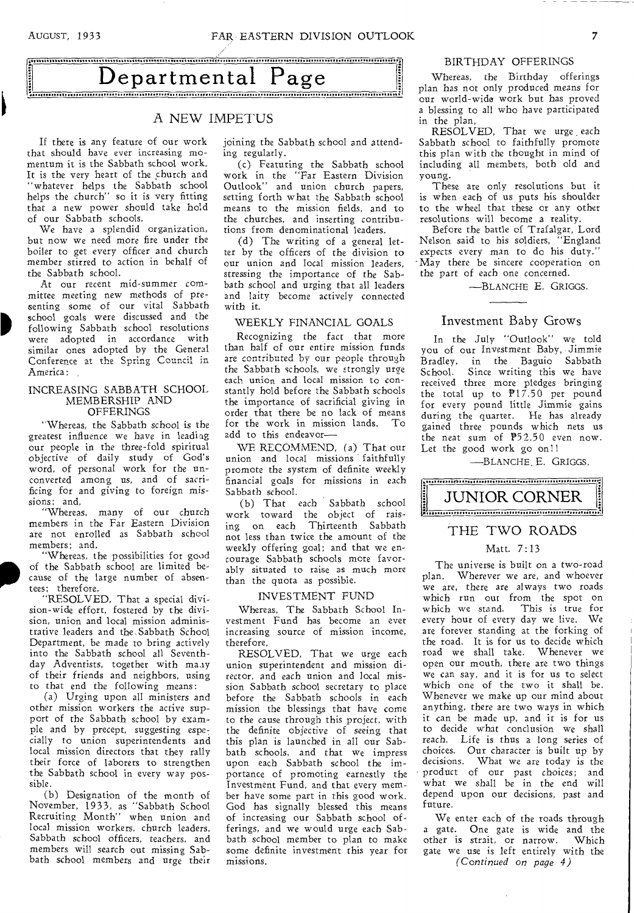# Departmental Page

## A NEW IMPETUS

If there is any feature of our work that should have ever increasing momentum it is the Sabbath school work. It is the very heart of the church and "whatever helps the Sabbath school helps the church" so it is very fitting that a new power should take hold of our Sabbath schools.

We have a splendid organization, but now we need more fire under the boiler to get every officer and church member stirred to action in behalf of the Sabbath school.

At our recent mid-summer committee meeting new methods of presenting some of our vital Sabbath school goals were discussed and the following Sabbath school resolutions were adopted in accordance with similar ones adopted by the General Conference at the Spring Council in America:

### INCREASING SABBATH SCHOOL MEMBERSHIP AND OFFERINGS

"Whereas, the Sabbath school is the greatest influence we have in leading our people in the three-fold spiritual objective of daily study of God's word, of personal work for the unconverted among us, and of sacrificing for and giving to foreign missions; and,

"Whereas, many of our church members in the Far Eastern Division are not enrolled as Sabbath school members; and,

"Whereas, the possibilities for good of the Sabbath school are limited because of the large number of absentees; therefore,

"RESOLVED, That a special division-wide effort, fostered by the division, union and local mission administrative leaders and the Sabbath School Department, be made to bring actively into the Sabbath school all Seventh-day Adventists, together with many of their friends and neighbors, using to that end the following means:

(a) Urging upon all ministers and other mission workers the active support of the Sabbath school by example and by precept, suggesting especially to union superintendents and local mission directors that they rally their force of laborers to strengthen the Sabbath school in every way possible.

(b) Designation of the month of November, 1933, as "Sabbath School Recruiting Month" when union and local mission workers, church leaders, Sabbath school officers, teachers, and members will search out missing Sabbath school members and urge their joining the Sabbath school and attending regularly.

(c) Featuring the Sabbath school work in the "Far Eastern Division Outlook" and union church papers, setting forth what the Sabbath school means to the mission fields, and to the churches, and inserting contributions from denominational leaders.

(d) The writing of a general letter by the officers of the division to our union and local mission leaders, stressing the importance of the Sabbath school and urging that all leaders and laity become actively connected with it.

### WEEKLY FINANCIAL GOALS

Recognizing the fact that more than half of our entire mission funds are contributed by our people through the Sabbath schools, we strongly urge each union and local mission to constantly hold before the Sabbath schools the importance of sacrificial giving in order that there be no lack of means for the work in mission lands. To add to this endeavor—

WE RECOMMEND, (a) That our union and local missions faithfully promote the system of definite weekly financial goals for missions in each Sabbath school.

(b) That each Sabbath school work toward the object of raising on each Thirteenth Sabbath not less than twice the amount of the weekly offering goal; and that we encourage Sabbath schools more favorably situated to raise as much more than the quota as possible.

### INVESTMENT FUND

Whereas, The Sabbath School Investment Fund has become an ever increasing source of mission income, therefore,

RESOLVED, That we urge each union superintendent and mission director, and each union and local mission Sabbath school secretary to place before the Sabbath schools in each mission the blessings that have come to the cause through this project, with the definite objective of seeing that this plan is launched in all our Sabbath schools, and that we impress upon each Sabbath school the importance of promoting earnestly the Investment Fund, and that every member have some part in this good work. God has signally blessed this means of increasing our Sabbath school offerings, and we would urge each Sabbath school member to plan to make some definite investment this year for missions.

### BIRTHDAY OFFERINGS

Whereas, the Birthday offerings plan has not only produced means for our world-wide work but has proved a blessing to all who have participated in the plan,

RESOLVED, That we urge each Sabbath school to faithfully promote this plan with the thought in mind of including all members, both old and young.

These are only resolutions but it is when each of us puts his shoulder to the wheel that these or any other resolutions will become a reality.

Before the battle of Trafalgar, Lord Nelson said to his soldiers, "England expects every man to do his duty." May there be sincere cooperation on the part of each one concerned.

—BLANCHE E. GRIGGS.

## Investment Baby Grows

In the July "Outlook" we told you of our Investment Baby, Jimmie Bradley, in the Baguio Sabbath School. Since writing this we have received three more pledges bringing the total up to ₱17.50 per pound for every pound little Jimmie gains during the quarter. He has already gained three pounds which nets us the neat sum of ₱52.50 even now. Let the good work go on!!

—BLANCHE E. GRIGGS.

# JUNIOR CORNER

## THE TWO ROADS

Matt. 7:13

The universe is built on a two-road plan. Wherever we are, and whoever we are, there are always two roads which run out from the spot on which we stand. This is true for every hour of every day we live. We are forever standing at the forking of the road. It is for us to decide which road we shall take. Whenever we open our mouth, there are two things we can say, and it is for us to select which one of the two it shall be. Whenever we make up our mind about anything, there are two ways in which it can be made up, and it is for us to decide what conclusion we shall reach. Life is thus a long series of choices. Our character is built up by decisions. What we are today is the product of our past choices; and what we shall be in the end will depend upon our decisions, past and future.

We enter each of the roads through a gate. One gate is wide and the other is strait, or narrow. Which gate we use is left entirely with the

*(Continued on page 4)*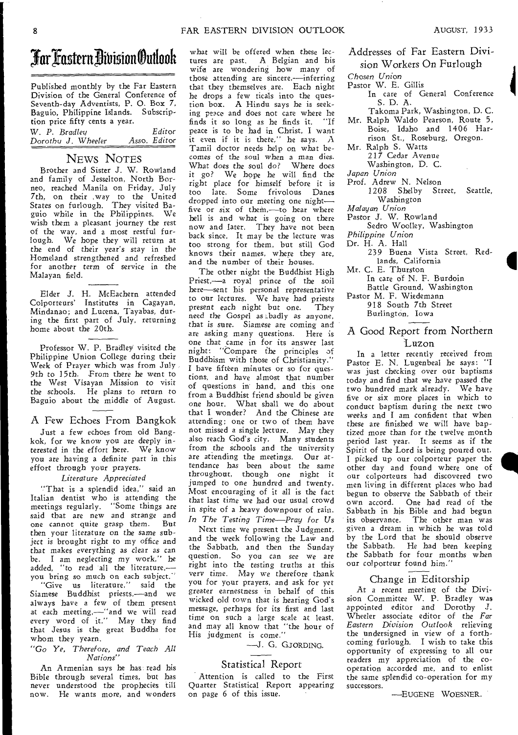# Far Eastern Division Outlook

Published monthly by the Far Eastern Division of the General Conference of Seventh-day Adventists, P. O. Box 7, Baguio, Philippine Islands. Subscription price fifty cents a year.

*W. P. Bradley* — Editor
*Dorothy J. Wheeler* — Asso. Editor

## News Notes

Brother and Sister J. W. Rowland and family of Jesselton, North Borneo, reached Manila on Friday, July 7th, on their way to the United States on furlough. They visited Baguio while in the Philippines. We wish them a pleasant journey the rest of the way, and a most restful furlough. We hope they will return at the end of their year's stay in the Homeland strengthened and refreshed for another term of service in the Malayan field.

Elder J. H. McEachern attended Colporteurs' Institutes in Cagayan, Mindanao; and Lucena, Tayabas, during the first part of July, returning home about the 20th.

Professor W. P. Bradley visited the Philippine Union College during their Week of Prayer which was from July 9th to 15th. From there he went to the West Visayan Mission to visit the schools. He plans to return to Baguio about the middle of August.

## A Few Echoes From Bangkok

Just a few echoes from old Bangkok, for we know you are deeply interested in the effort here. We know you are having a definite part in this effort through your prayers.

*Literature Appreciated*

"That is a splendid idea," said an Italian dentist who is attending the meetings regularly. "Some things are said that are new and strange and one cannot quite grasp them. But then your literature on the same subject is brought right to my office and that makes everything as clear as can be. I am neglecting my work," he added, "to read all the literature,—you bring so much on each subject."

"Give us literature," said the Siamese Buddhist priests,—and we always have a few of them present at each meeting,—"and we will read every word of it." May they find that Jesus is the great Buddha for whom they yearn.

*"Go Ye, Therefore, and Teach All Nations"*

An Armenian says he has read his Bible through several times, but has never understood the prophecies till now. He wants more, and wonders what will be offered when these lectures are past. A Belgian and his wife are wondering how many of those attending are sincere,—inferring that they themselves are. Each night he drops a few ticals into the question box. A Hindu says he is seeking peace and does not care where he finds it so long as he finds it. "If peace is to be had in Christ, I want it even if it is there," he says. A Tamil doctor needs help on what becomes of the soul when a man dies. What does the soul do? Where does it go? We hope he will find the right place for himself before it is too late. Some frivolous Danes dropped into our meeting one night—five or six of them,—to hear where hell is and what is going on there now and later. They have not been back since. It may be the lecture was too strong for them, but still God knows their names, where they are, and the number of their houses.

The other night the Buddhist High Priest,—a royal prince of the soil here—sent his personal representative to our lectures. We have had priests present each night but one. They need the Gospel as badly as anyone, that is sure. Siamese are coming and are asking many questions. Here is one that came in for its answer last night: "Compare the principles of Buddhism with those of Christianity." I have fifteen minutes or so for questions, and have almost that number of questions in hand, and this one from a Buddhist friend should be given one hour. What shall we do about that I wonder? And the Chinese are attending; one or two of them have not missed a single lecture. May they also reach God's city. Many students from the schools and the university are attending the meetings. Our attendance has been about the same throughout, though one night it jumped to one hundred and twenty. Most encouraging of it all is the fact that last time we had our usual crowd in spite of a heavy downpour of rain.

*In The Testing Time—Pray for Us*

Next time we present the Judgment, and the week following the Law and the Sabbath, and then the Sunday question. So you can see we are right into the testing truths at this very time. May we therefore thank you for your prayers, and ask for yet greater earnestness in behalf of this wicked old town that is hearing God's message, perhaps for its first and last time on such a large scale at least, and may all know that "the hour of His judgment is come."

—J. G. Gjording.

## Statistical Report

Attention is called to the First Quarter Statistical Report appearing on page 6 of this issue.

## Addresses of Far Eastern Division Workers On Furlough

*Chosen Union*

Pastor W. E. Gillis
In care of General Conference S. D. A.
Takoma Park, Washington, D. C.

Mr. Ralph Waldo Pearson, Route 5, Boise, Idaho and 1406 Harrison St., Roseburg, Oregon.

Mr. Ralph S. Watts
217 Cedar Avenue
Washington, D. C.

*Japan Union*

Prof. Adrew N. Nelson
1208 Shelby Street, Seattle, Washington

*Malayan Union*

Pastor J. W. Rowland
Sedro Woolley, Washington

*Philippine Union*

Dr. H. A. Hall
239 Buena Vista Street, Redlands, California

Mr. C. E. Thurston
In care of N. F. Burdoin
Battle Ground, Washington

Pastor M. F. Wiedemann
918 South 7th Street
Burlington, Iowa

## A Good Report from Northern Luzon

In a letter recently received from Pastor E. N. Lugenbeal he says: "I was just checking over our baptisms today and find that we have passed the two hundred mark already. We have five or six more places in which to conduct baptism during the next two weeks and I am confident that when these are finished we will have baptized more than for the twelve month period last year. It seems as if the Spirit of the Lord is being poured out. I picked up our colporteur paper the other day and found where one of our colporteurs had discovered two men living in different places who had begun to observe the Sabbath of their own accord. One had read of the Sabbath in his Bible and had begun its observance. The other man was given a dream in which he was told by the Lord that he should observe the Sabbath. He had been keeping the Sabbath for four months when our colporteur found him."

## Change in Editorship

At a recent meeting of the Division Committee W. P. Bradley was appointed editor and Dorothy J. Wheeler associate editor of the *Far Eastern Division Outlook* relieving the undersigned in view of a forthcoming furlough. I wish to take this opportunity of expressing to all our readers my appreciation of the co-operation accorded me, and to enlist the same splendid co-operation for my successors.

—Eugene Woesner.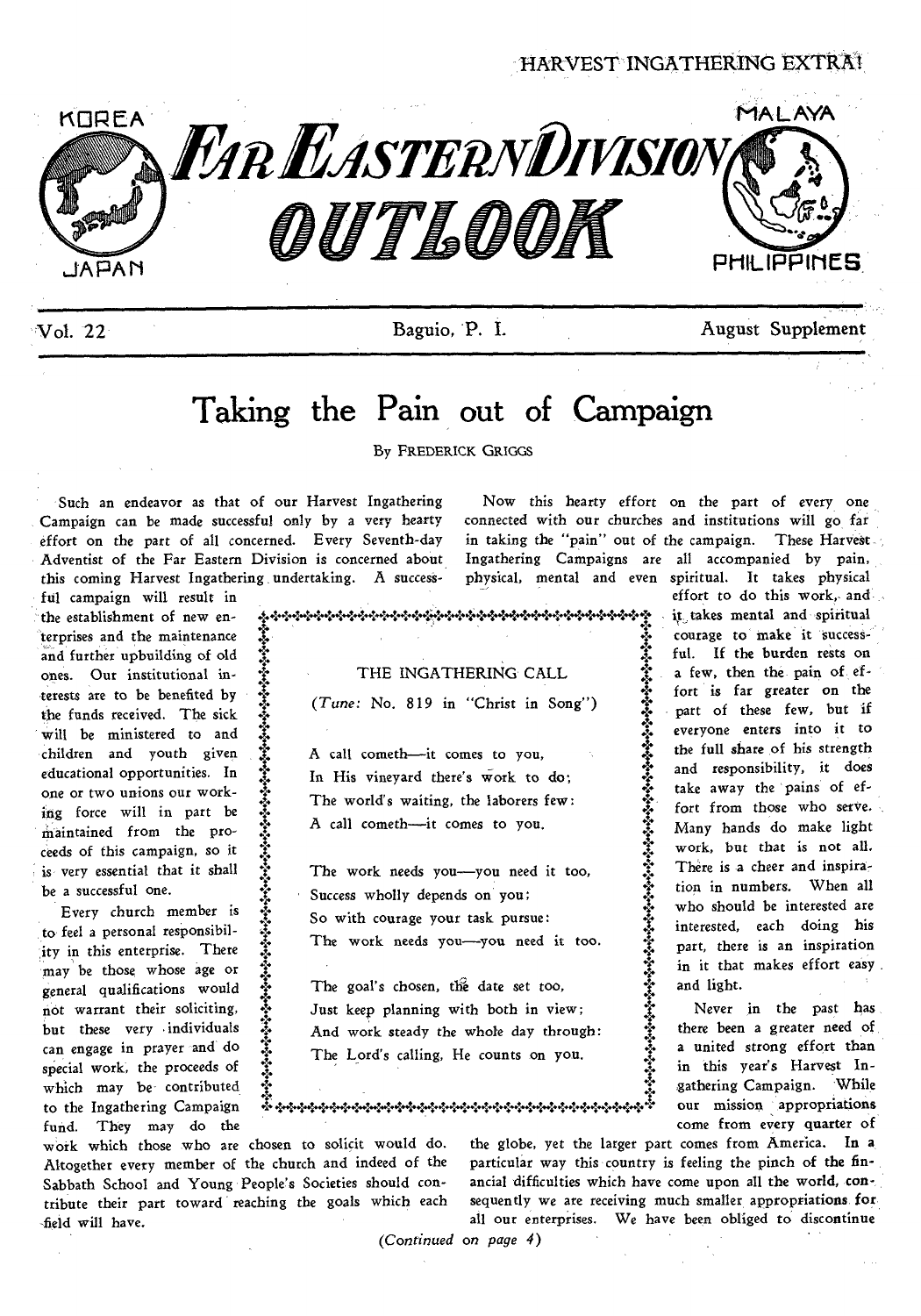HARVEST INGATHERING EXTRA!

# FAR EASTERN DIVISION OUTLOOK

KOREA — JAPAN — MALAYA — PHILIPPINES

Vol. 22 Baguio, P. I. August Supplement

## Taking the Pain out of Campaign

By FREDERICK GRIGGS

Such an endeavor as that of our Harvest Ingathering Campaign can be made successful only by a very hearty effort on the part of all concerned. Every Seventh-day Adventist of the Far Eastern Division is concerned about this coming Harvest Ingathering undertaking. A successful campaign will result in the establishment of new enterprises and the maintenance and further upbuilding of old ones. Our institutional interests are to be benefited by the funds received. The sick will be ministered to and children and youth given educational opportunities. In one or two unions our working force will in part be maintained from the proceeds of this campaign, so it is very essential that it shall be a successful one.

Every church member is to feel a personal responsibility in this enterprise. There may be those whose age or general qualifications would not warrant their soliciting, but these very individuals can engage in prayer and do special work, the proceeds of which may be contributed to the Ingathering Campaign fund. They may do the work which those who are chosen to solicit would do. Altogether every member of the church and indeed of the Sabbath School and Young People's Societies should contribute their part toward reaching the goals which each field will have.

Now this hearty effort on the part of every one connected with our churches and institutions will go far in taking the "pain" out of the campaign. These Harvest Ingathering Campaigns are all accompanied by pain, physical, mental and even spiritual. It takes physical effort to do this work, and it takes mental and spiritual courage to make it successful. If the burden rests on a few, then the pain of effort is far greater on the part of these few, but if everyone enters into it to the full share of his strength and responsibility, it does take away the pains of effort from those who serve. Many hands do make light work, but that is not all. There is a cheer and inspiration in numbers. When all who should be interested are interested, each doing his part, there is an inspiration in it that makes effort easy and light.

Never in the past has there been a greater need of a united strong effort than in this year's Harvest Ingathering Campaign. While our mission appropriations come from every quarter of the globe, yet the larger part comes from America. In a particular way this country is feeling the pinch of the financial difficulties which have come upon all the world, consequently we are receiving much smaller appropriations for all our enterprises. We have been obliged to discontinue

*(Continued on page 4)*

---

### THE INGATHERING CALL

*(Tune: No. 819 in "Christ in Song")*

A call cometh—it comes to you,
In His vineyard there's work to do;
The world's waiting, the laborers few:
A call cometh—it comes to you.

The work needs you—you need it too,
Success wholly depends on you;
So with courage your task pursue:
The work needs you—you need it too.

The goal's chosen, the date set too,
Just keep planning with both in view;
And work steady the whole day through:
The Lord's calling, He counts on you.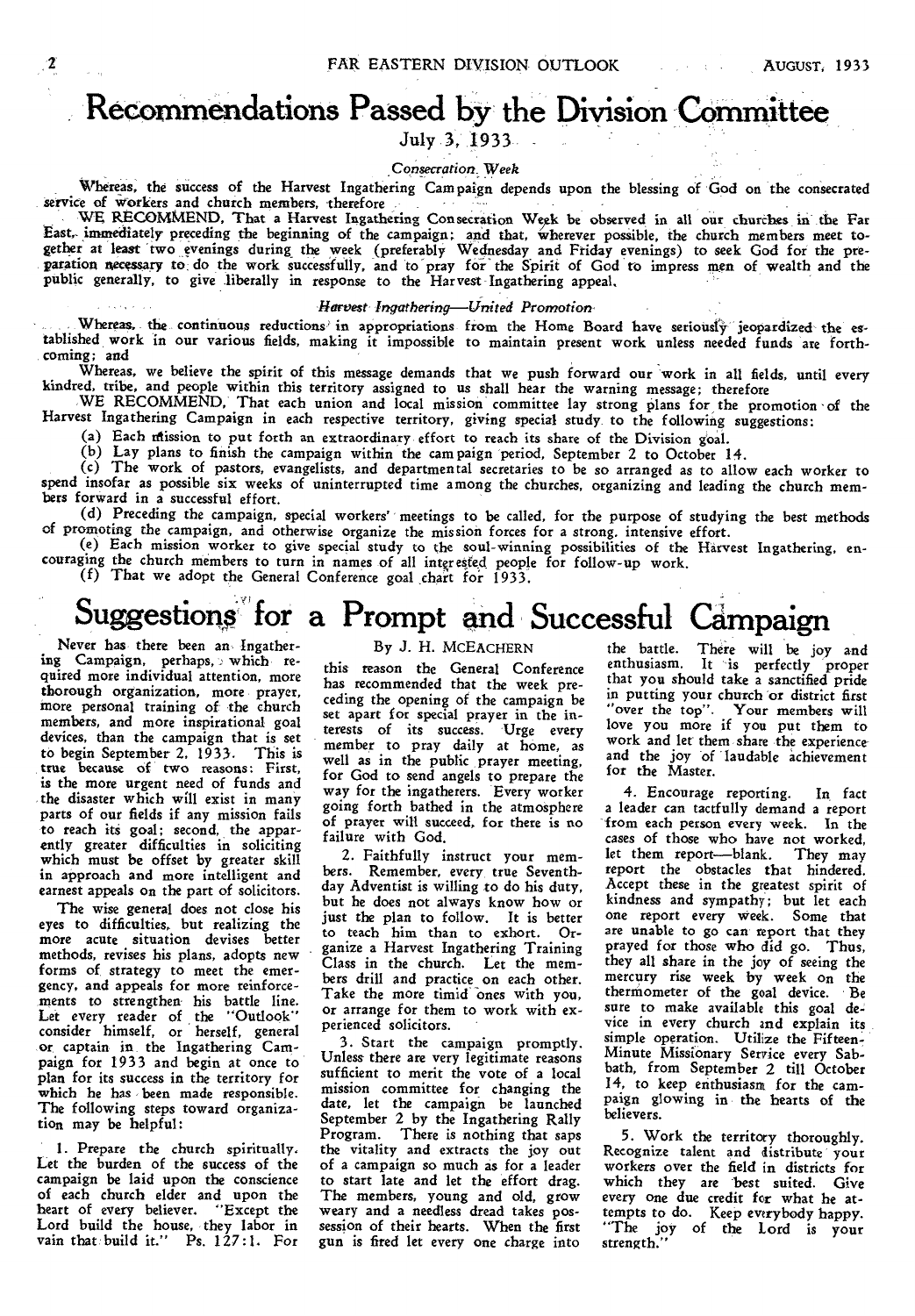# Recommendations Passed by the Division Committee

July 3, 1933

*Consecration Week*

Whereas, the success of the Harvest Ingathering Campaign depends upon the blessing of God on the consecrated service of workers and church members, therefore

WE RECOMMEND, That a Harvest Ingathering Consecration Week be observed in all our churches in the Far East, immediately preceding the beginning of the campaign; and that, wherever possible, the church members meet together at least two evenings during the week (preferably Wednesday and Friday evenings) to seek God for the preparation necessary to do the work successfully, and to pray for the Spirit of God to impress men of wealth and the public generally, to give liberally in response to the Harvest Ingathering appeal.

*Harvest Ingathering—United Promotion*

Whereas, the continuous reductions in appropriations from the Home Board have seriously jeopardized the established work in our various fields, making it impossible to maintain present work unless needed funds are forthcoming; and

Whereas, we believe the spirit of this message demands that we push forward our work in all fields, until every kindred, tribe, and people within this territory assigned to us shall hear the warning message; therefore

WE RECOMMEND, That each union and local mission committee lay strong plans for the promotion of the Harvest Ingathering Campaign in each respective territory, giving special study to the following suggestions:

(a) Each mission to put forth an extraordinary effort to reach its share of the Division goal.

(b) Lay plans to finish the campaign within the campaign period, September 2 to October 14.

(c) The work of pastors, evangelists, and departmental secretaries to be so arranged as to allow each worker to spend insofar as possible six weeks of uninterrupted time among the churches, organizing and leading the church members forward in a successful effort.

(d) Preceding the campaign, special workers' meetings to be called, for the purpose of studying the best methods of promoting the campaign, and otherwise organize the mission forces for a strong, intensive effort.

(e) Each mission worker to give special study to the soul-winning possibilities of the Harvest Ingathering, encouraging the church members to turn in names of all interested people for follow-up work.

(f) That we adopt the General Conference goal chart for 1933.

# Suggestions for a Prompt and Successful Campaign

By J. H. McEACHERN

Never has there been an Ingathering Campaign, perhaps, which required more individual attention, more thorough organization, more prayer, more personal training of the church members, and more inspirational goal devices, than the campaign that is set to begin September 2, 1933. This is true because of two reasons: First, is the more urgent need of funds and the disaster which will exist in many parts of our fields if any mission fails to reach its goal; second, the apparently greater difficulties in soliciting which must be offset by greater skill in approach and more intelligent and earnest appeals on the part of solicitors.

The wise general does not close his eyes to difficulties, but realizing the more acute situation devises better methods, revises his plans, adopts new forms of strategy to meet the emergency, and appeals for more reinforcements to strengthen his battle line. Let every reader of the "Outlook" consider himself, or herself, general or captain in the Ingathering Campaign for 1933 and begin at once to plan for its success in the territory for which he has been made responsible. The following steps toward organization may be helpful:

1. Prepare the church spiritually. Let the burden of the success of the campaign be laid upon the conscience of each church elder and upon the heart of every believer. "Except the Lord build the house, they labor in vain that build it." Ps. 127:1. For this reason the General Conference has recommended that the week preceding the opening of the campaign be set apart for special prayer in the interests of its success. Urge every member to pray daily at home, as well as in the public prayer meeting, for God to send angels to prepare the way for the ingatherers. Every worker going forth bathed in the atmosphere of prayer will succeed, for there is no failure with God.

2. Faithfully instruct your members. Remember, every true Seventh-day Adventist is willing to do his duty, but he does not always know how or just the plan to follow. It is better to teach him than to exhort. Organize a Harvest Ingathering Training Class in the church. Let the members drill and practice on each other. Take the more timid ones with you, or arrange for them to work with experienced solicitors.

3. Start the campaign promptly. Unless there are very legitimate reasons sufficient to merit the vote of a local mission committee for changing the date, let the campaign be launched September 2 by the Ingathering Rally Program. There is nothing that saps the vitality and extracts the joy out of a campaign so much as for a leader to start late and let the effort drag. The members, young and old, grow weary and a needless dread takes possession of their hearts. When the first gun is fired let every one charge into the battle. There will be joy and enthusiasm. It is perfectly proper that you should take a sanctified pride in putting your church or district first "over the top". Your members will love you more if you put them to work and let them share the experience and the joy of laudable achievement for the Master.

4. Encourage reporting. In fact a leader can tactfully demand a report from each person every week. In the cases of those who have not worked, let them report—blank. They may report the obstacles that hindered. Accept these in the greatest spirit of kindness and sympathy; but let each one report every week. Some that are unable to go can report that they prayed for those who did go. Thus, they all share in the joy of seeing the mercury rise week by week on the thermometer of the goal device. Be sure to make available this goal device in every church and explain its simple operation. Utilize the Fifteen-Minute Missionary Service every Sabbath, from September 2 till October 14, to keep enthusiasm for the campaign glowing in the hearts of the believers.

5. Work the territory thoroughly. Recognize talent and distribute your workers over the field in districts for which they are best suited. Give every one due credit for what he attempts to do. Keep everybody happy. "The joy of the Lord is your strength."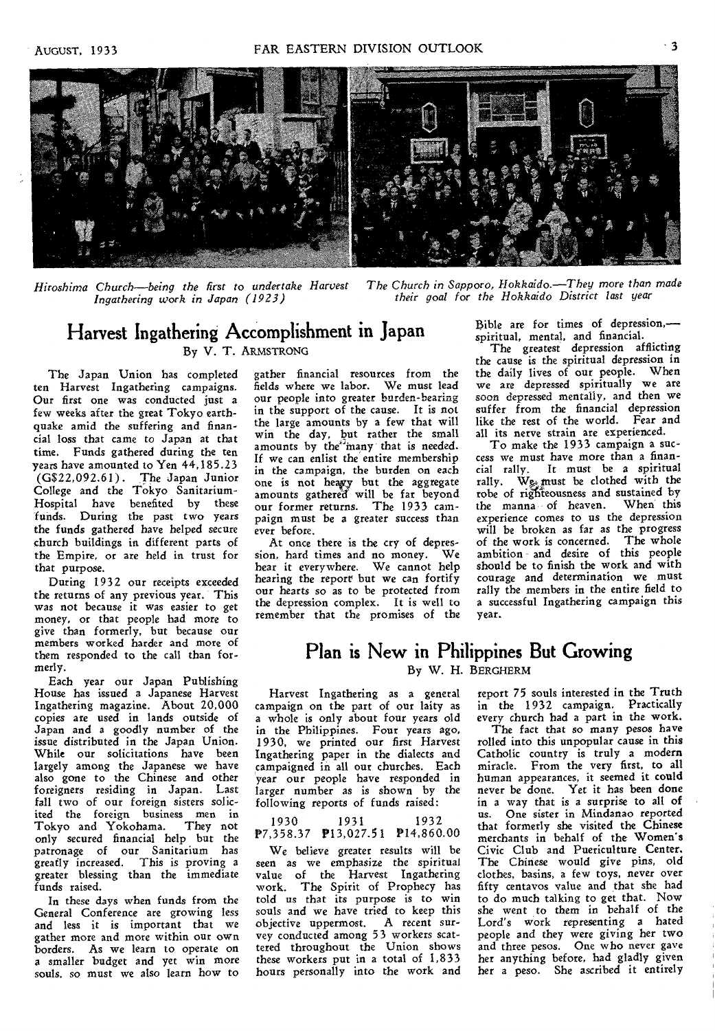*Hiroshima Church—being the first to undertake Harvest Ingathering work in Japan (1923)*

*The Church in Sapporo, Hokkaido.—They more than made their goal for the Hokkaido District last year*

## Harvest Ingathering Accomplishment in Japan

By V. T. Armstrong

The Japan Union has completed ten Harvest Ingathering campaigns. Our first one was conducted just a few weeks after the great Tokyo earthquake amid the suffering and financial loss that came to Japan at that time. Funds gathered during the ten years have amounted to Yen 44,185.23 (G$22,092.61). The Japan Junior College and the Tokyo Sanitarium-Hospital have benefited by these funds. During the past two years the funds gathered have helped secure church buildings in different parts of the Empire, or are held in trust for that purpose.

During 1932 our receipts exceeded the returns of any previous year. This was not because it was easier to get money, or that people had more to give than formerly, but because our members worked harder and more of them responded to the call than formerly.

Each year our Japan Publishing House has issued a Japanese Harvest Ingathering magazine. About 20,000 copies are used in lands outside of Japan and a goodly number of the issue distributed in the Japan Union. While our solicitations have been largely among the Japanese we have also gone to the Chinese and other foreigners residing in Japan. Last fall two of our foreign sisters solicited the foreign business men in Tokyo and Yokohama. They not only secured financial help but the patronage of our Sanitarium has greatly increased. This is proving a greater blessing than the immediate funds raised.

In these days when funds from the General Conference are growing less and less it is important that we gather more and more within our own borders. As we learn to operate on a smaller budget and yet win more souls, so must we also learn how to gather financial resources from the fields where we labor. We must lead our people into greater burden-bearing in the support of the cause. It is not the large amounts by a few that will win the day, but rather the small amounts by the many that is needed. If we can enlist the entire membership in the campaign, the burden on each one is not heavy but the aggregate amounts gathered will be far beyond our former returns. The 1933 campaign must be a greater success than ever before.

At once there is the cry of depression, hard times and no money. We hear it everywhere. We cannot help hearing the report but we can fortify our hearts so as to be protected from the depression complex. It is well to remember that the promises of the Bible are for times of depression,—spiritual, mental, and financial.

The greatest depression afflicting the cause is the spiritual depression in the daily lives of our people. When we are depressed spiritually we are soon depressed mentally, and then we suffer from the financial depression like the rest of the world. Fear and all its nerve strain are experienced.

To make the 1933 campaign a success we must have more than a financial rally. It must be a spiritual rally. We must be clothed with the robe of righteousness and sustained by the manna of heaven. When this experience comes to us the depression will be broken as far as the progress of the work is concerned. The whole ambition and desire of this people should be to finish the work and with courage and determination we must rally the members in the entire field to a successful Ingathering campaign this year.

## Plan is New in Philippines But Growing

By W. H. Bergherm

Harvest Ingathering as a general campaign on the part of our laity as a whole is only about four years old in the Philippines. Four years ago, 1930, we printed our first Harvest Ingathering paper in the dialects and campaigned in all our churches. Each year our people have responded in larger number as is shown by the following reports of funds raised:

| 1930 | 1931 | 1932 |
|---|---|---|
| ₱7,358.37 | ₱13,027.51 | ₱14,860.00 |

We believe greater results will be seen as we emphasize the spiritual value of the Harvest Ingathering work. The Spirit of Prophecy has told us that its purpose is to win souls and we have tried to keep this objective uppermost. A recent survey conducted among 53 workers scattered throughout the Union shows these workers put in a total of 1,833 hours personally into the work and report 75 souls interested in the Truth in the 1932 campaign. Practically every church had a part in the work.

The fact that so many pesos have rolled into this unpopular cause in this Catholic country is truly a modern miracle. From the very first, to all human appearances, it seemed it could never be done. Yet it has been done in a way that is a surprise to all of us. One sister in Mindanao reported that formerly she visited the Chinese merchants in behalf of the Women's Civic Club and Puericulture Center. The Chinese would give pins, old clothes, basins, a few toys, never over fifty centavos value and that she had to do much talking to get that. Now she went to them in behalf of the Lord's work representing a hated people and they were giving her two and three pesos. One who never gave her anything before, had gladly given her a peso. She ascribed it entirely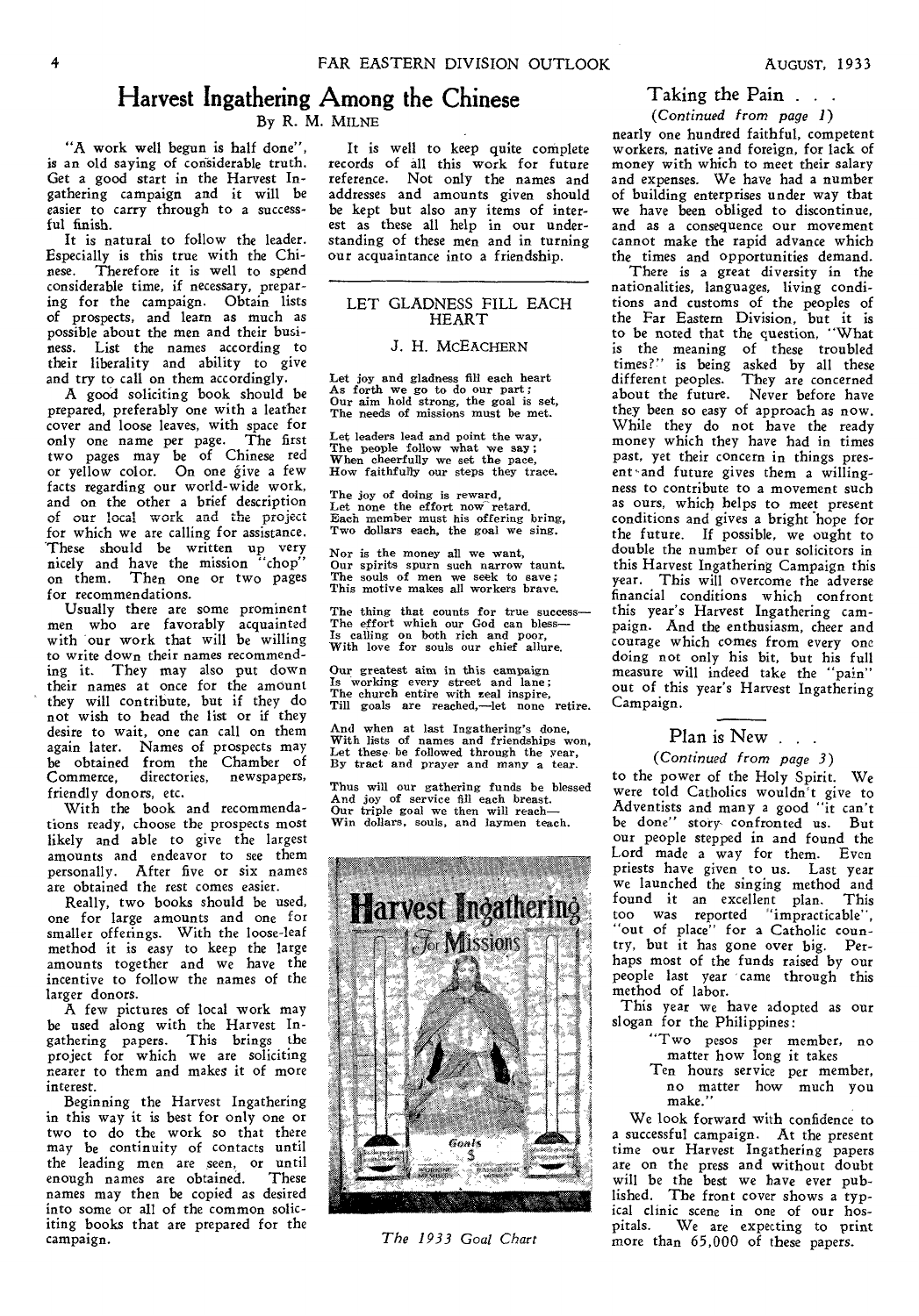# Harvest Ingathering Among the Chinese

By R. M. MILNE

"A work well begun is half done", is an old saying of considerable truth. Get a good start in the Harvest Ingathering campaign and it will be easier to carry through to a successful finish.

It is natural to follow the leader. Especially is this true with the Chinese. Therefore it is well to spend considerable time, if necessary, preparing for the campaign. Obtain lists of prospects, and learn as much as possible about the men and their business. List the names according to their liberality and ability to give and try to call on them accordingly.

A good soliciting book should be prepared, preferably one with a leather cover and loose leaves, with space for only one name per page. The first two pages may be of Chinese red or yellow color. On one give a few facts regarding our world-wide work, and on the other a brief description of our local work and the project for which we are calling for assistance. These should be written up very nicely and have the mission "chop" on them. Then one or two pages for recommendations.

Usually there are some prominent men who are favorably acquainted with our work that will be willing to write down their names recommending it. They may also put down their names at once for the amount they will contribute, but if they do not wish to head the list or if they desire to wait, one can call on them again later. Names of prospects may be obtained from the Chamber of Commerce, directories, newspapers, friendly donors, etc.

With the book and recommendations ready, choose the prospects most likely and able to give the largest amounts and endeavor to see them personally. After five or six names are obtained the rest comes easier.

Really, two books should be used, one for large amounts and one for smaller offerings. With the loose-leaf method it is easy to keep the large amounts together and we have the incentive to follow the names of the larger donors.

A few pictures of local work may be used along with the Harvest Ingathering papers. This brings the project for which we are soliciting nearer to them and makes it of more interest.

Beginning the Harvest Ingathering in this way it is best for only one or two to do the work so that there may be continuity of contacts until the leading men are seen, or until enough names are obtained. These names may then be copied as desired into some or all of the common soliciting books that are prepared for the campaign.

It is well to keep quite complete records of all this work for future reference. Not only the names and addresses and amounts given should be kept but also any items of interest as these all help in our understanding of these men and in turning our acquaintance into a friendship.

## LET GLADNESS FILL EACH HEART

J. H. MCEACHERN

Let joy and gladness fill each heart
As forth we go to do our part;
Our aim hold strong, the goal is set,
The needs of missions must be met.

Let leaders lead and point the way,
The people follow what we say;
When cheerfully we set the pace,
How faithfully our steps they trace.

The joy of doing is reward,
Let none the effort now retard.
Each member must his offering bring,
Two dollars each, the goal we sing.

Nor is the money all we want,
Our spirits spurn such narrow taunt.
The souls of men we seek to save;
This motive makes all workers brave.

The thing that counts for true success—
The effort which our God can bless—
Is calling on both rich and poor,
With love for souls our chief allure.

Our greatest aim in this campaign
Is working every street and lane;
The church entire with zeal inspire,
Till goals are reached,—let none retire.

And when at last Ingathering's done,
With lists of names and friendships won,
Let these be followed through the year,
By tract and prayer and many a tear.

Thus will our gathering funds be blessed
And joy of service fill each breast.
Our triple goal we then will reach—
Win dollars, souls, and laymen teach.

Harvest Ingathering For Missions

Goals

*The 1933 Goal Chart*

## Taking the Pain . . .

*(Continued from page 1)*

nearly one hundred faithful, competent workers, native and foreign, for lack of money with which to meet their salary and expenses. We have had a number of building enterprises under way that we have been obliged to discontinue, and as a consequence our movement cannot make the rapid advance which the times and opportunities demand.

There is a great diversity in the nationalities, languages, living conditions and customs of the peoples of the Far Eastern Division, but it is to be noted that the question, "What is the meaning of these troubled times?" is being asked by all these different peoples. They are concerned about the future. Never before have they been so easy of approach as now. While they do not have the ready money which they have had in times past, yet their concern in things present and future gives them a willingness to contribute to a movement such as ours, which helps to meet present conditions and gives a bright hope for the future. If possible, we ought to double the number of our solicitors in this Harvest Ingathering Campaign this year. This will overcome the adverse financial conditions which confront this year's Harvest Ingathering campaign. And the enthusiasm, cheer and courage which comes from every one doing not only his bit, but his full measure will indeed take the "pain" out of this year's Harvest Ingathering Campaign.

## Plan is New . . .

*(Continued from page 3)*

to the power of the Holy Spirit. We were told Catholics wouldn't give to Adventists and many a good "it can't be done" story confronted us. But our people stepped in and found the Lord made a way for them. Even priests have given to us. Last year we launched the singing method and found it an excellent plan. This too was reported "impracticable", "out of place" for a Catholic country, but it has gone over big. Perhaps most of the funds raised by our people last year came through this method of labor.

This year we have adopted as our slogan for the Philippines:

> "Two pesos per member, no matter how long it takes
> Ten hours service per member, no matter how much you make."

We look forward with confidence to a successful campaign. At the present time our Harvest Ingathering papers are on the press and without doubt will be the best we have ever published. The front cover shows a typical clinic scene in one of our hospitals. We are expecting to print more than 65,000 of these papers.